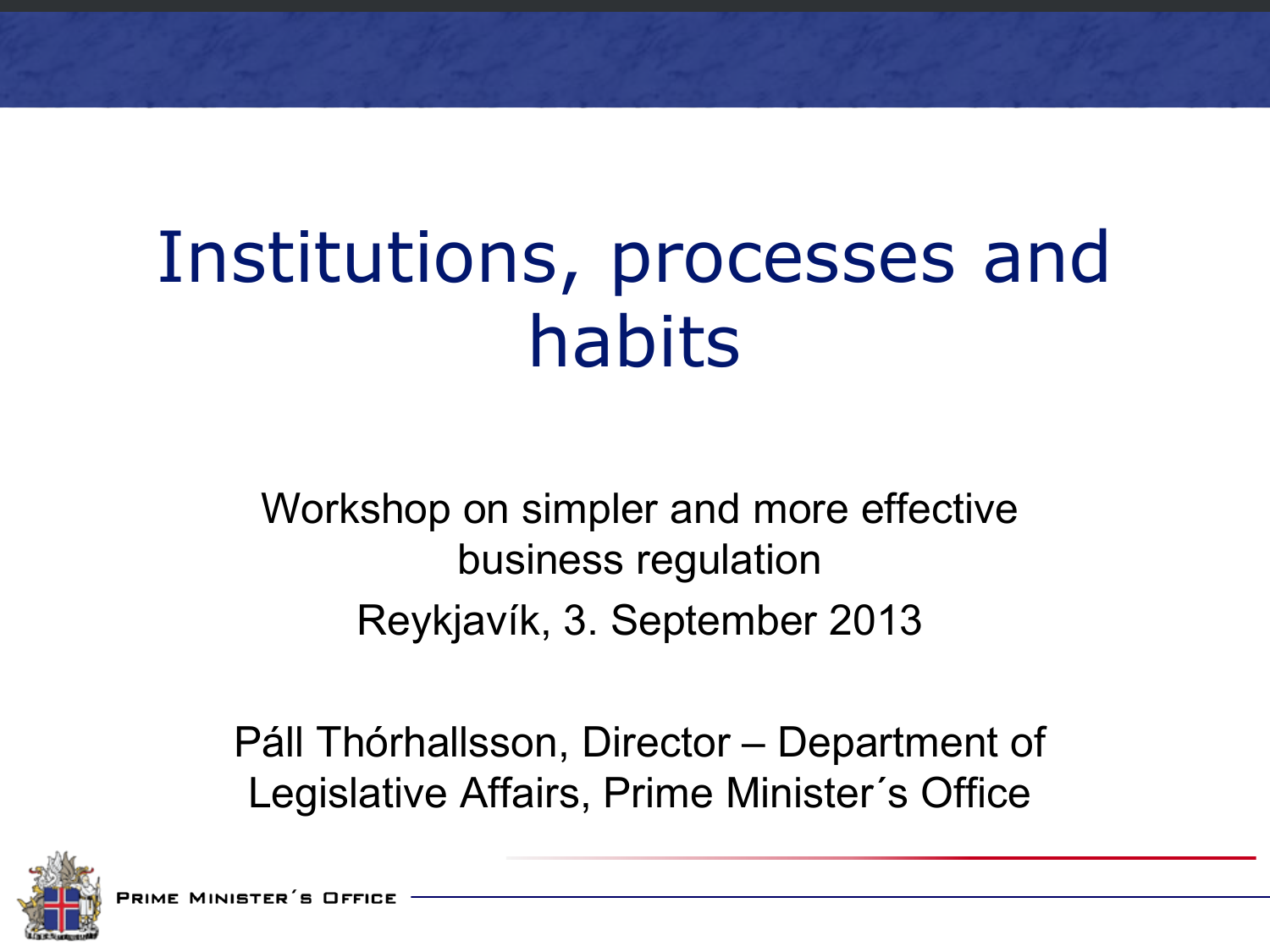# Institutions, processes and habits

Workshop on simpler and more effective business regulation

Reykjavík, 3. September 2013

Páll Thórhallsson, Director – Department of Legislative Affairs, Prime Minister´s Office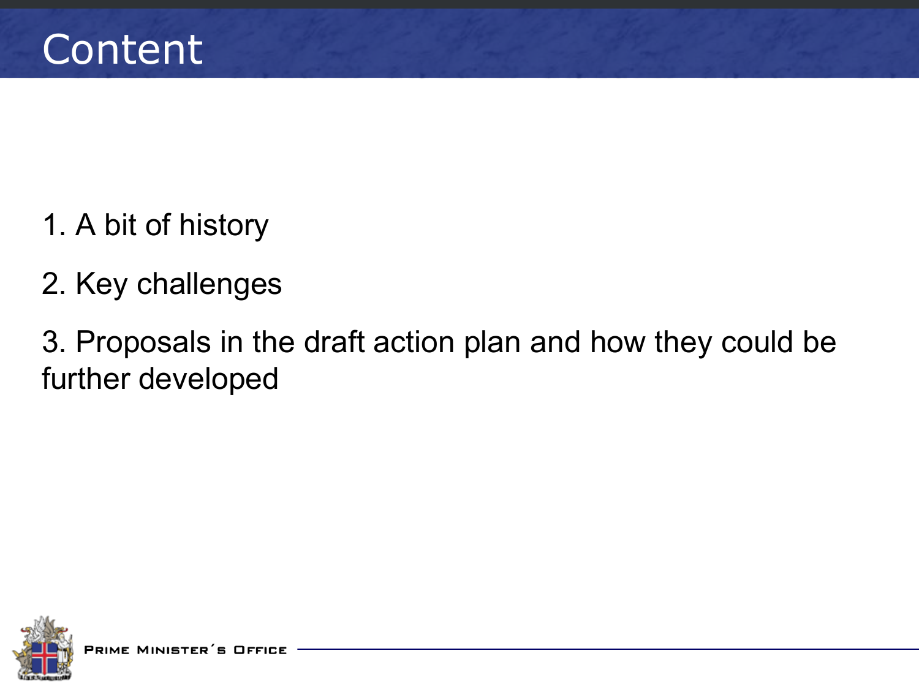# Content

1. A bit of history
2. Key challenges
3. Proposals in the draft action plan and how they could be further developed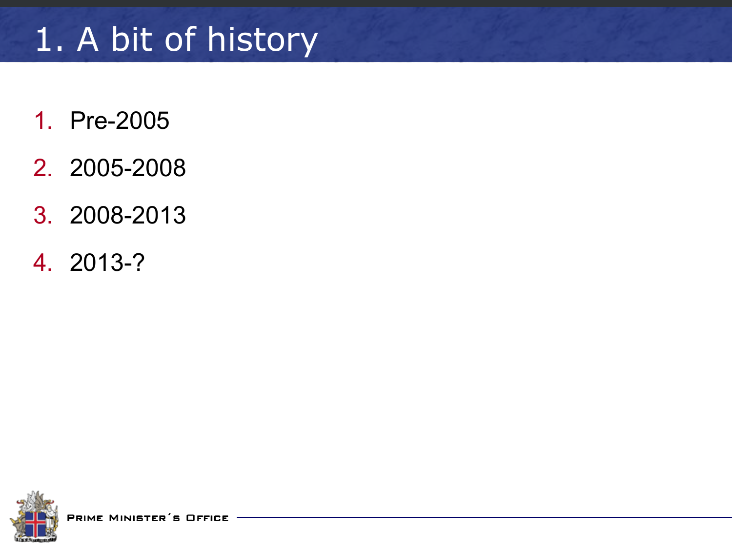# 1. A bit of history

1. Pre-2005
2. 2005-2008
3. 2008-2013
4. 2013-?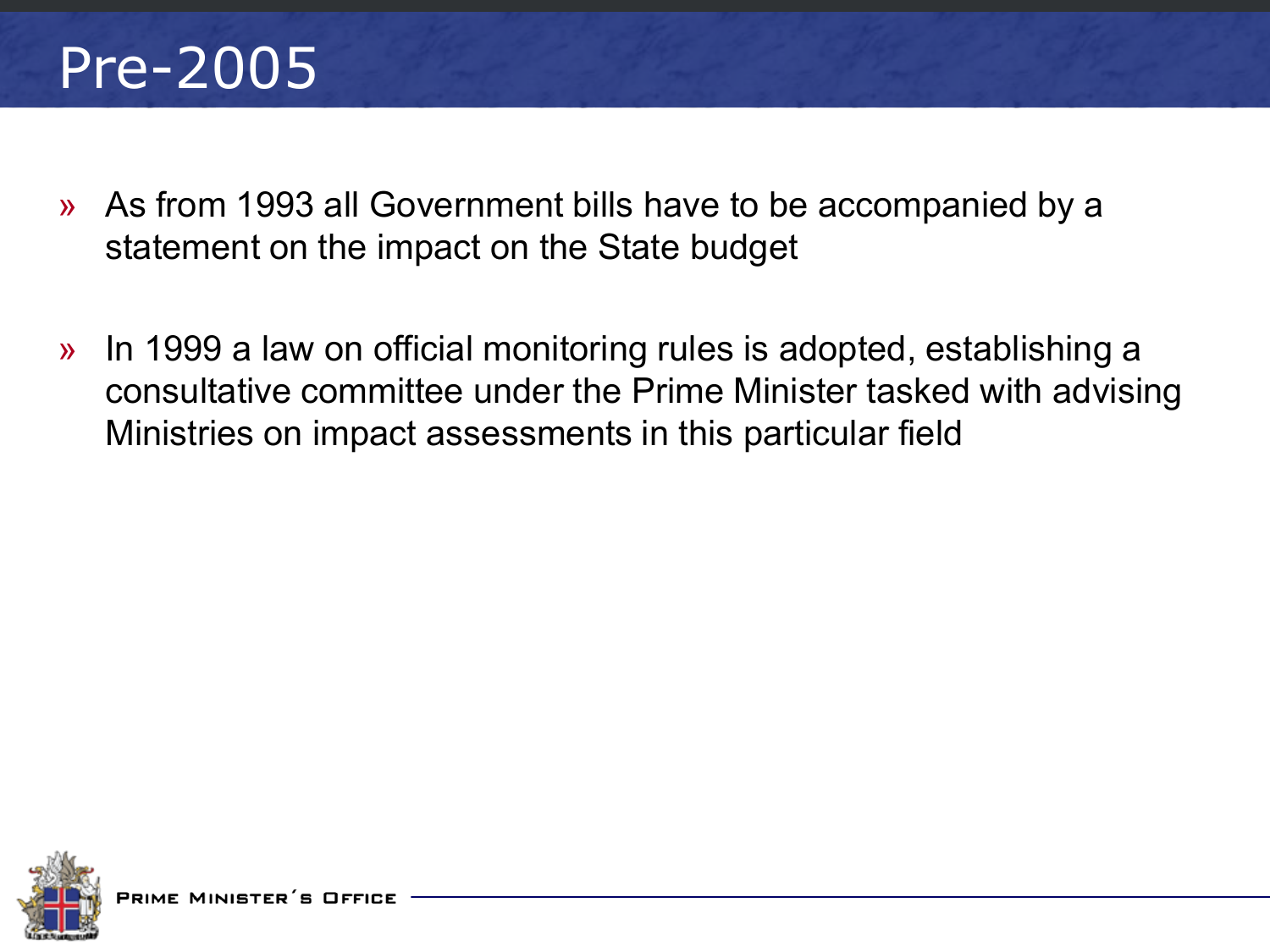# Pre-2005

- As from 1993 all Government bills have to be accompanied by a statement on the impact on the State budget
- In 1999 a law on official monitoring rules is adopted, establishing a consultative committee under the Prime Minister tasked with advising Ministries on impact assessments in this particular field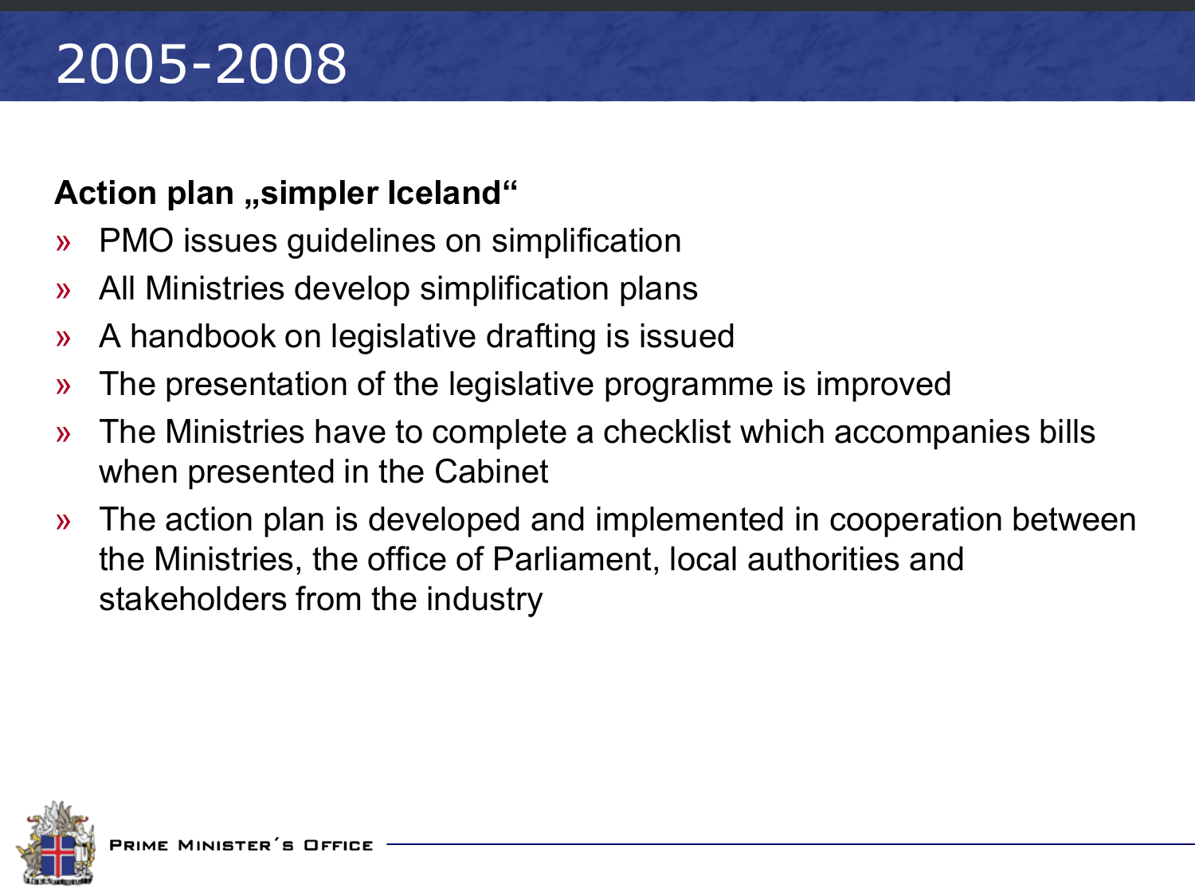# 2005-2008

**Action plan „simpler Iceland“**

- PMO issues guidelines on simplification
- All Ministries develop simplification plans
- A handbook on legislative drafting is issued
- The presentation of the legislative programme is improved
- The Ministries have to complete a checklist which accompanies bills when presented in the Cabinet
- The action plan is developed and implemented in cooperation between the Ministries, the office of Parliament, local authorities and stakeholders from the industry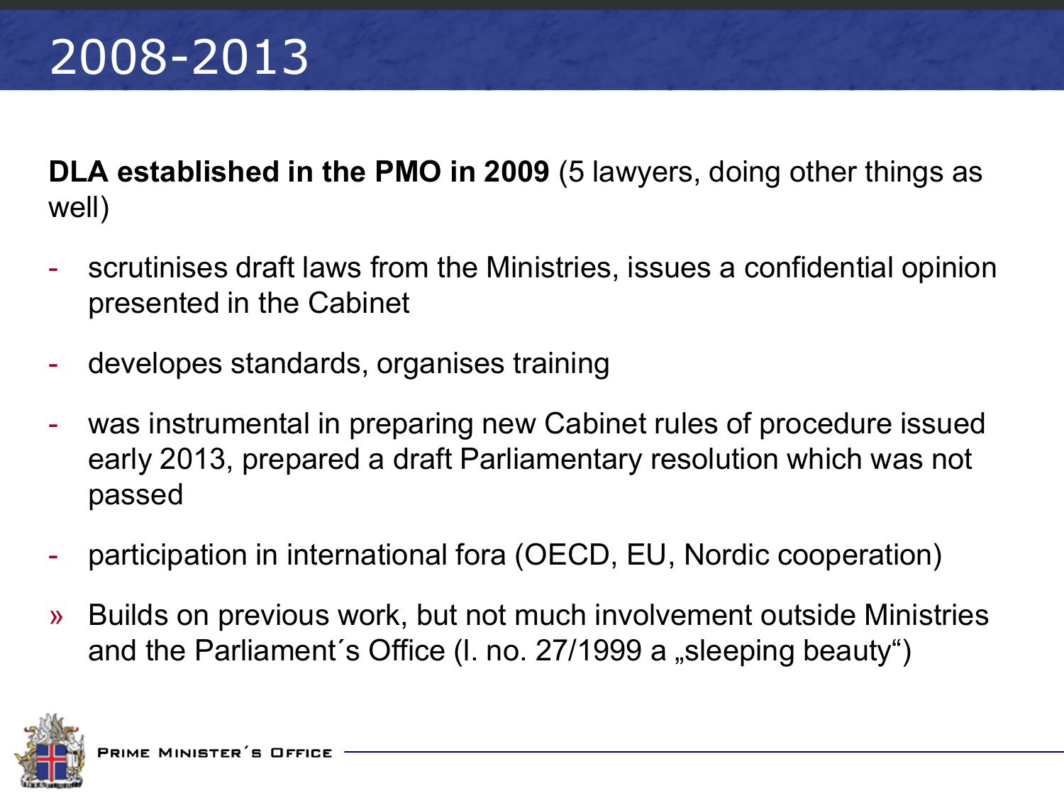# 2008-2013

**DLA established in the PMO in 2009** (5 lawyers, doing other things as well)

- scrutinises draft laws from the Ministries, issues a confidential opinion presented in the Cabinet
- developes standards, organises training
- was instrumental in preparing new Cabinet rules of procedure issued early 2013, prepared a draft Parliamentary resolution which was not passed
- participation in international fora (OECD, EU, Nordic cooperation)

» Builds on previous work, but not much involvement outside Ministries and the Parliament´s Office (l. no. 27/1999 a „sleeping beauty“)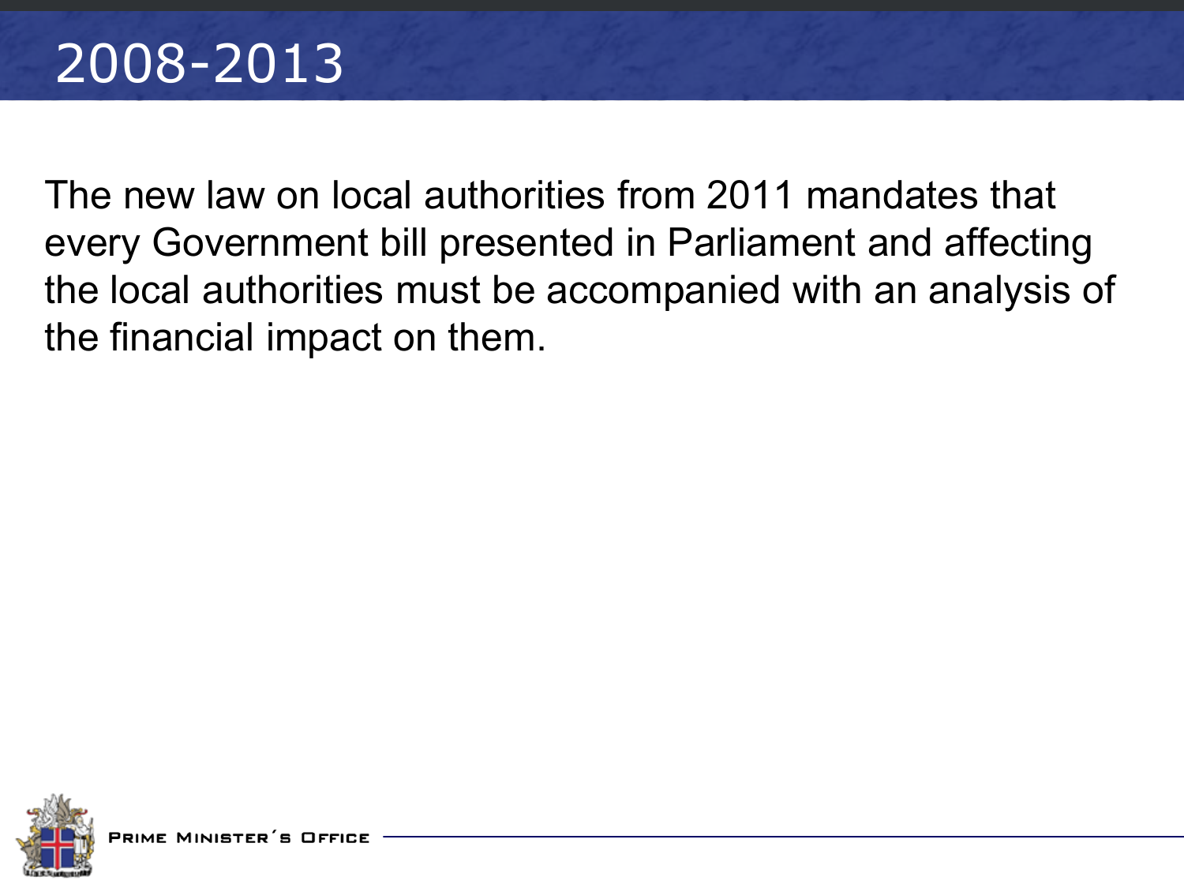# 2008-2013

The new law on local authorities from 2011 mandates that every Government bill presented in Parliament and affecting the local authorities must be accompanied with an analysis of the financial impact on them.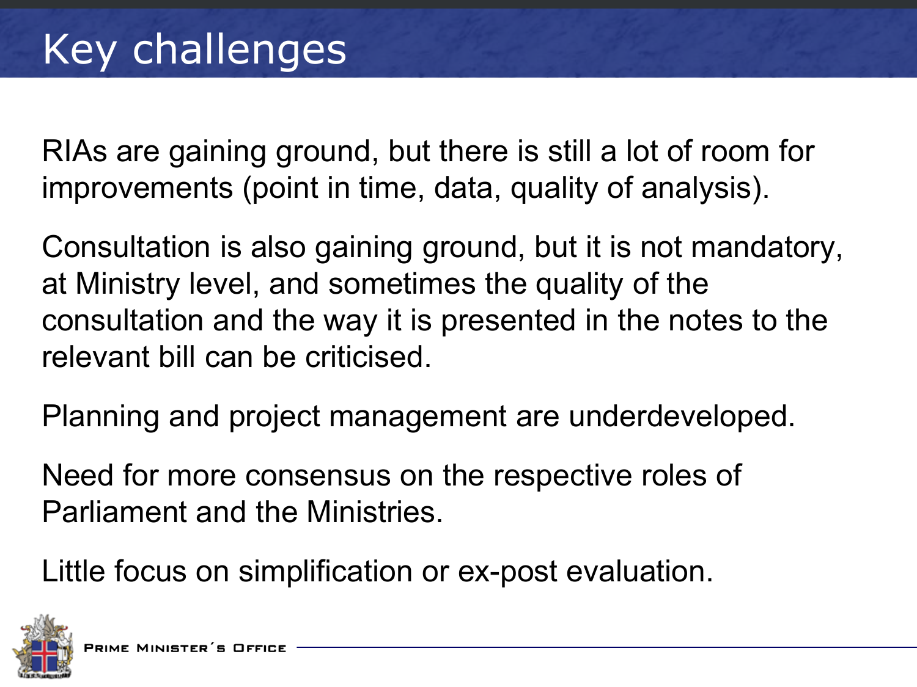# Key challenges

RIAs are gaining ground, but there is still a lot of room for improvements (point in time, data, quality of analysis).

Consultation is also gaining ground, but it is not mandatory, at Ministry level, and sometimes the quality of the consultation and the way it is presented in the notes to the relevant bill can be criticised.

Planning and project management are underdeveloped.

Need for more consensus on the respective roles of Parliament and the Ministries.

Little focus on simplification or ex-post evaluation.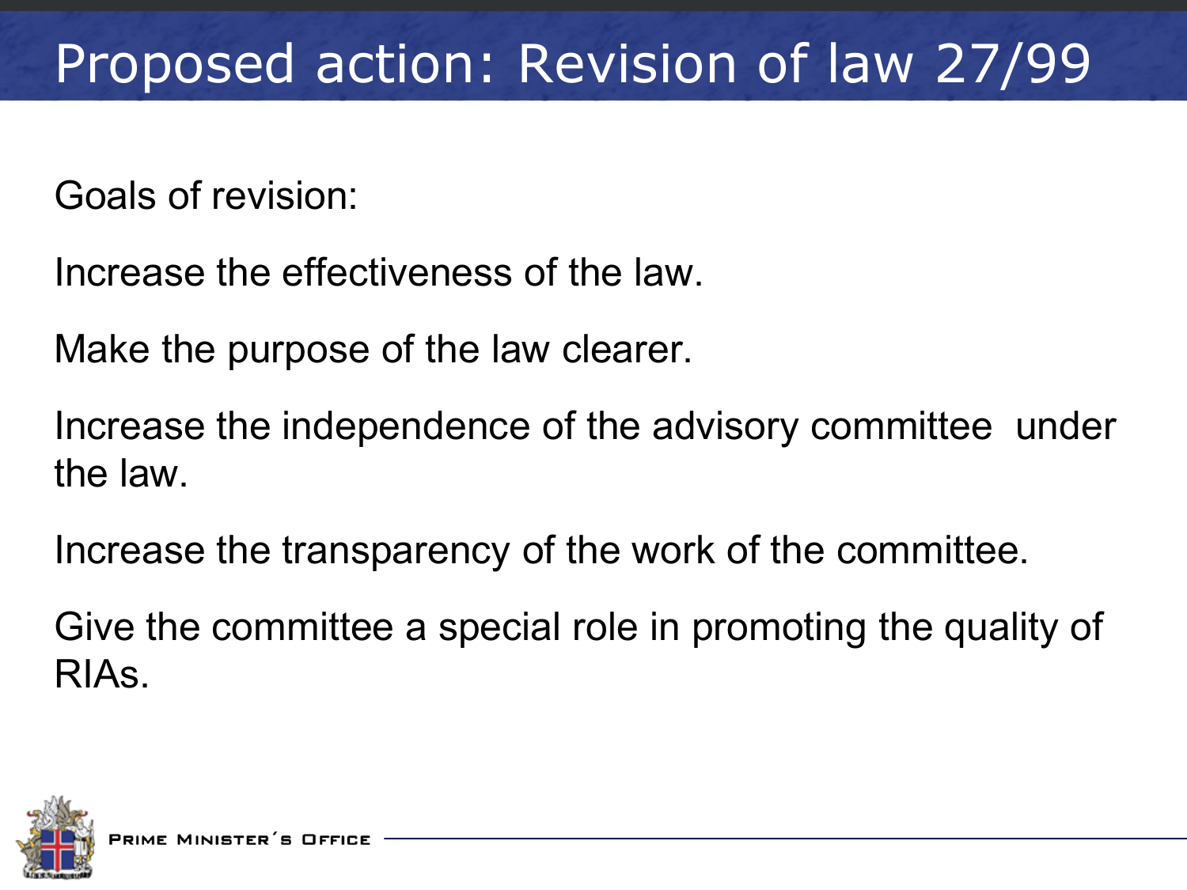# Proposed action: Revision of law 27/99

Goals of revision:

Increase the effectiveness of the law.

Make the purpose of the law clearer.

Increase the independence of the advisory committee under the law.

Increase the transparency of the work of the committee.

Give the committee a special role in promoting the quality of RIAs.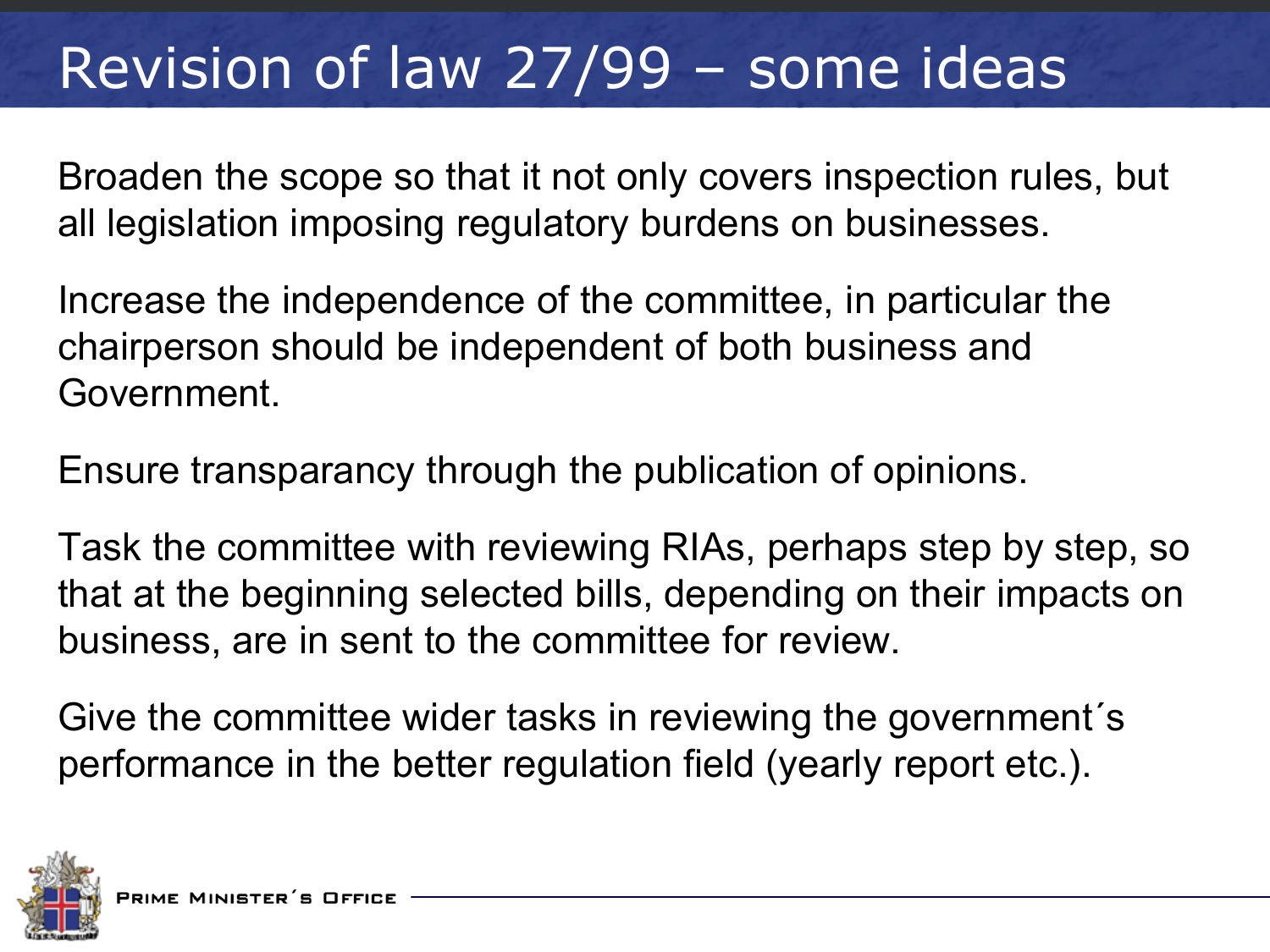# Revision of law 27/99 – some ideas

Broaden the scope so that it not only covers inspection rules, but all legislation imposing regulatory burdens on businesses.

Increase the independence of the committee, in particular the chairperson should be independent of both business and Government.

Ensure transparancy through the publication of opinions.

Task the committee with reviewing RIAs, perhaps step by step, so that at the beginning selected bills, depending on their impacts on business, are in sent to the committee for review.

Give the committee wider tasks in reviewing the government´s performance in the better regulation field (yearly report etc.).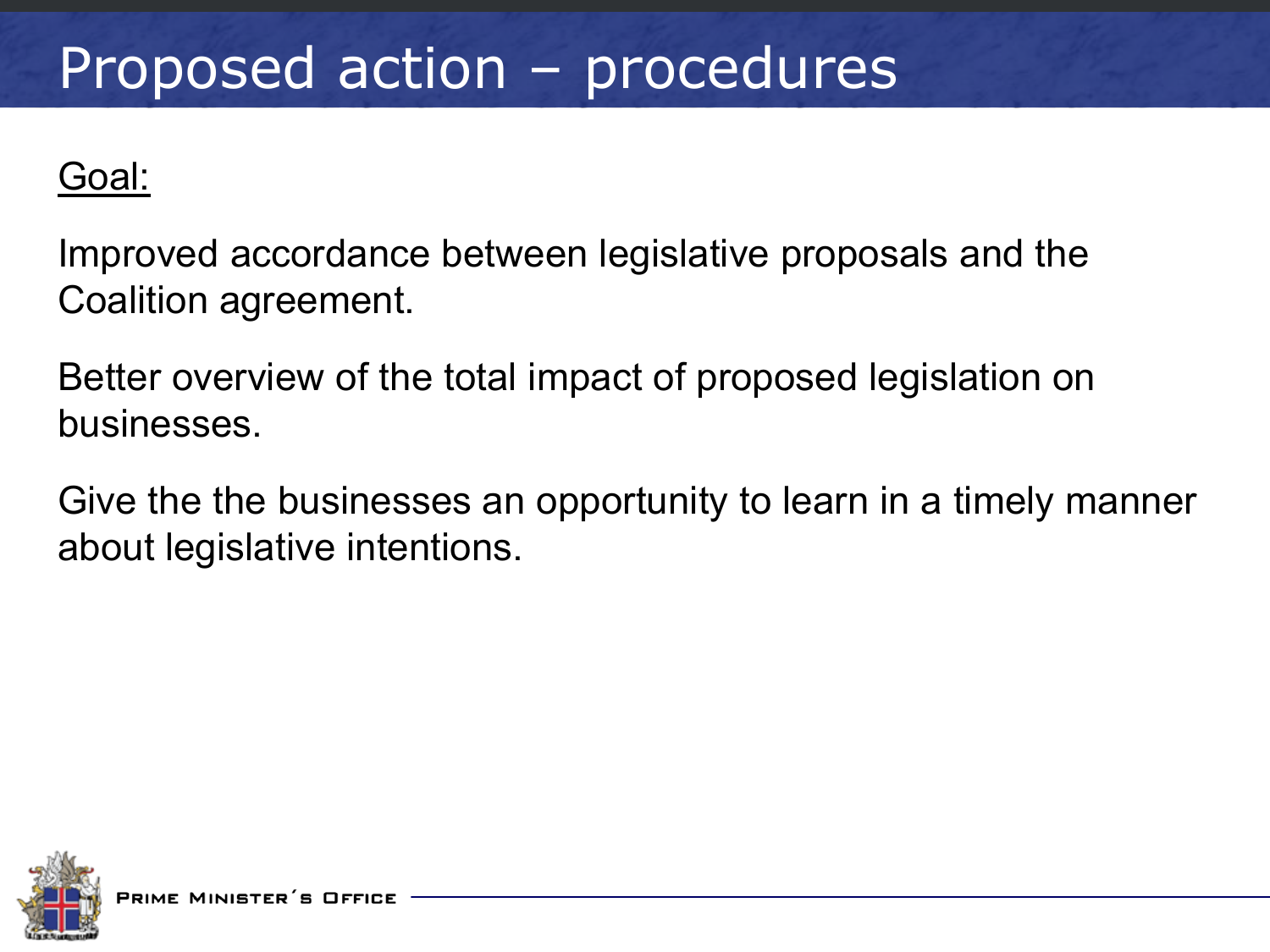# Proposed action – procedures

Goal:

Improved accordance between legislative proposals and the Coalition agreement.

Better overview of the total impact of proposed legislation on businesses.

Give the the businesses an opportunity to learn in a timely manner about legislative intentions.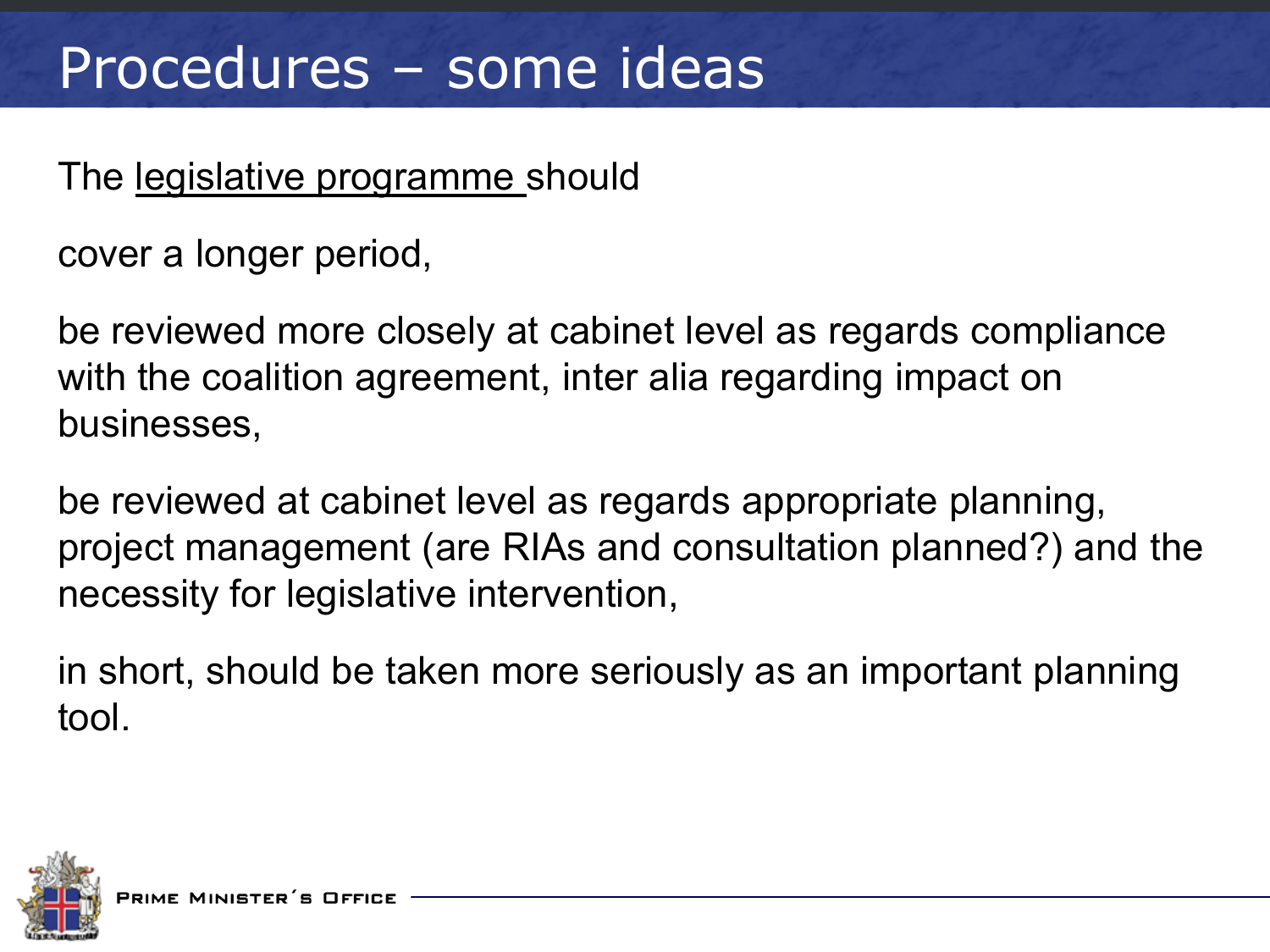# Procedures – some ideas

The legislative programme should

cover a longer period,

be reviewed more closely at cabinet level as regards compliance with the coalition agreement, inter alia regarding impact on businesses,

be reviewed at cabinet level as regards appropriate planning, project management (are RIAs and consultation planned?) and the necessity for legislative intervention,

in short, should be taken more seriously as an important planning tool.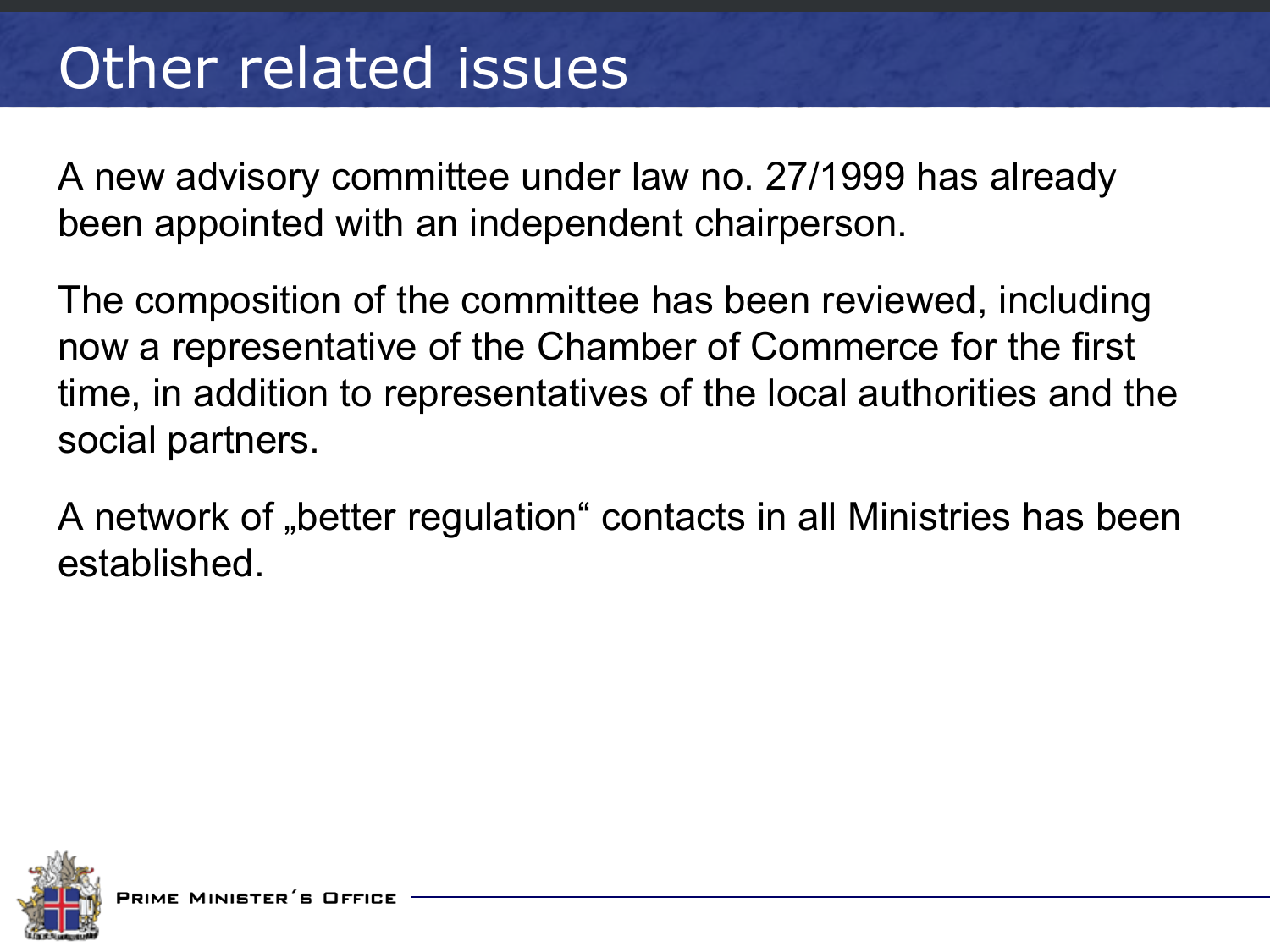# Other related issues

A new advisory committee under law no. 27/1999 has already been appointed with an independent chairperson.

The composition of the committee has been reviewed, including now a representative of the Chamber of Commerce for the first time, in addition to representatives of the local authorities and the social partners.

A network of „better regulation“ contacts in all Ministries has been established.